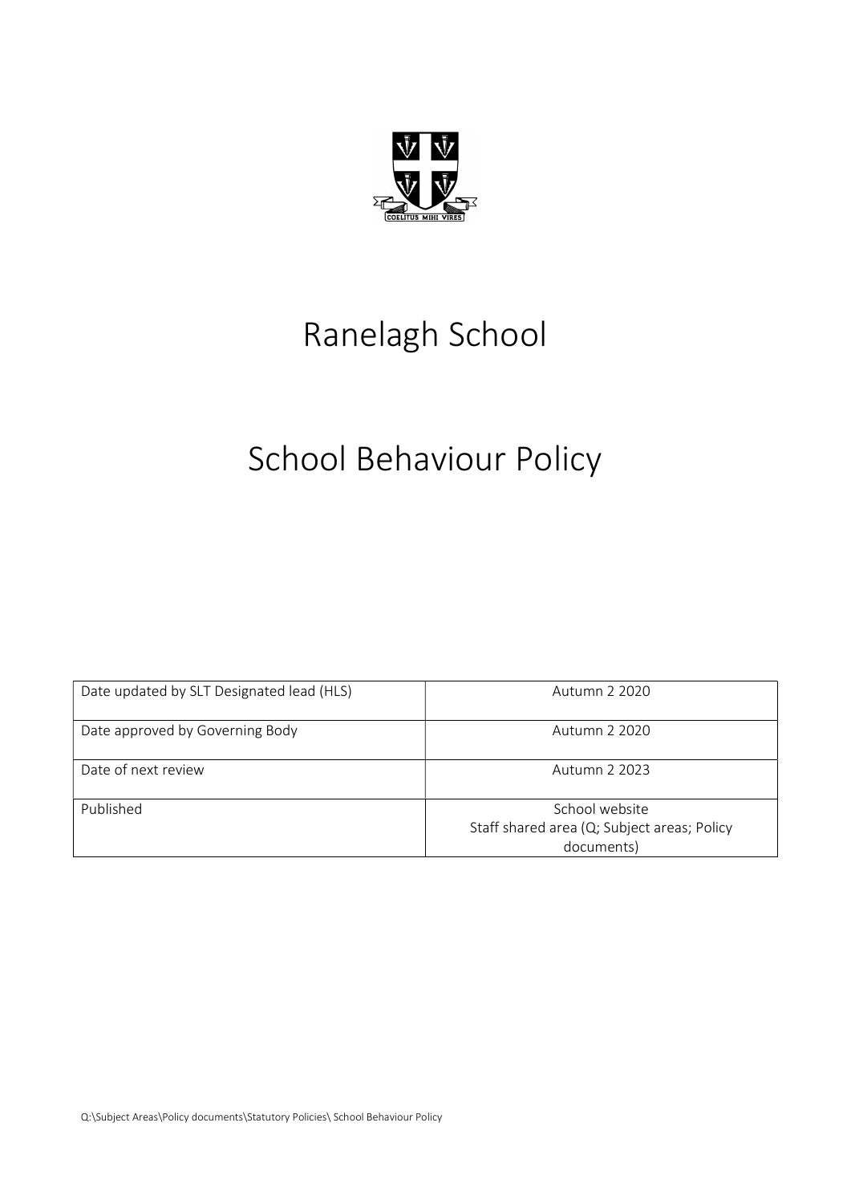# Ranelagh School

# School Behaviour Policy

| Date updated by SLT Designated lead (HLS) | Autumn 2 2020 |
| --- | --- |
| Date approved by Governing Body | Autumn 2 2020 |
| Date of next review | Autumn 2 2023 |
| Published | School website<br>Staff shared area (Q; Subject areas; Policy documents) |

Q:\Subject Areas\Policy documents\Statutory Policies\ School Behaviour Policy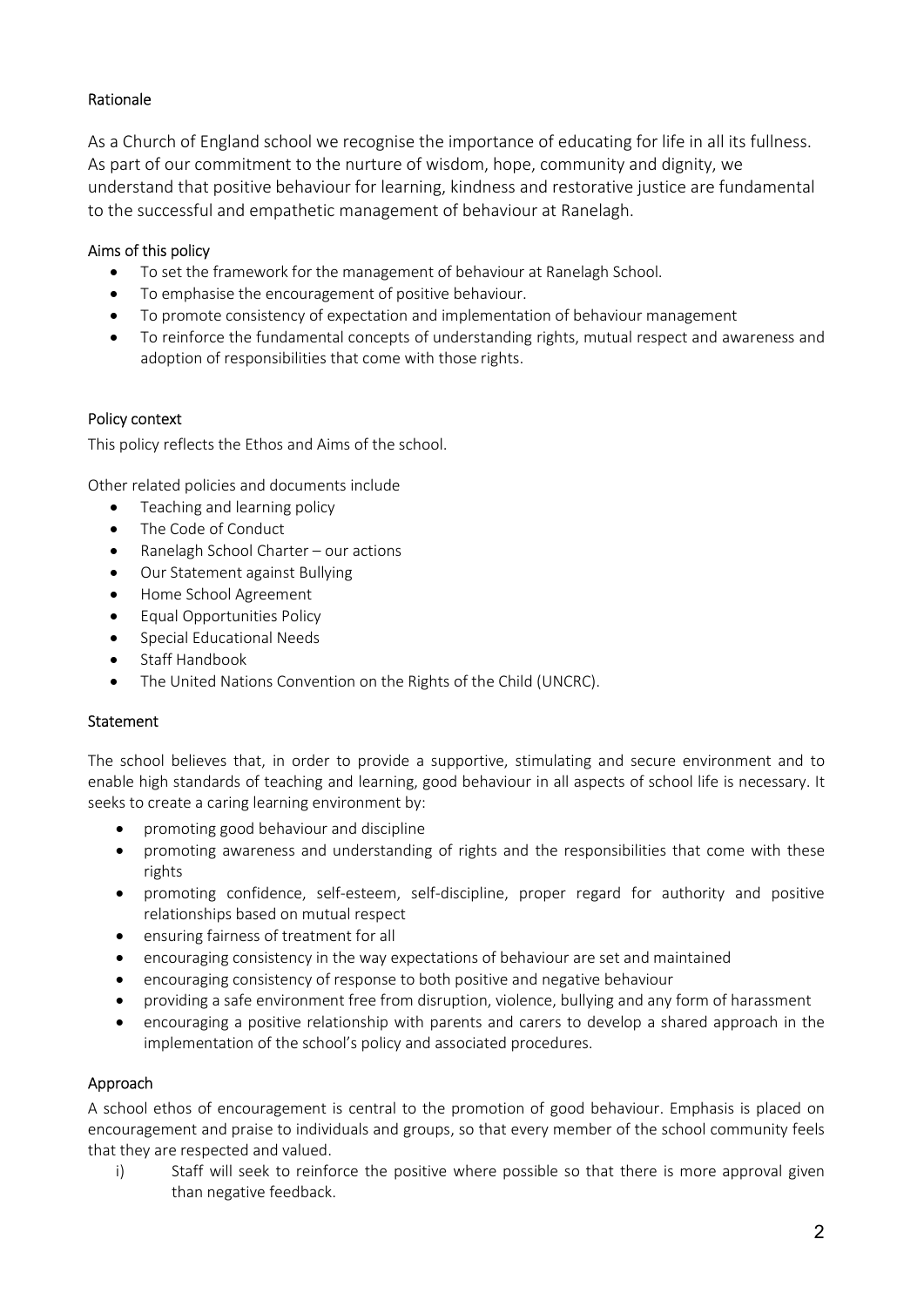## Rationale

As a Church of England school we recognise the importance of educating for life in all its fullness. As part of our commitment to the nurture of wisdom, hope, community and dignity, we understand that positive behaviour for learning, kindness and restorative justice are fundamental to the successful and empathetic management of behaviour at Ranelagh.

## Aims of this policy

- To set the framework for the management of behaviour at Ranelagh School.
- To emphasise the encouragement of positive behaviour.
- To promote consistency of expectation and implementation of behaviour management
- To reinforce the fundamental concepts of understanding rights, mutual respect and awareness and adoption of responsibilities that come with those rights.

## Policy context

This policy reflects the Ethos and Aims of the school.

Other related policies and documents include

- Teaching and learning policy
- The Code of Conduct
- Ranelagh School Charter – our actions
- Our Statement against Bullying
- Home School Agreement
- Equal Opportunities Policy
- Special Educational Needs
- Staff Handbook
- The United Nations Convention on the Rights of the Child (UNCRC).

## Statement

The school believes that, in order to provide a supportive, stimulating and secure environment and to enable high standards of teaching and learning, good behaviour in all aspects of school life is necessary. It seeks to create a caring learning environment by:

- promoting good behaviour and discipline
- promoting awareness and understanding of rights and the responsibilities that come with these rights
- promoting confidence, self-esteem, self-discipline, proper regard for authority and positive relationships based on mutual respect
- ensuring fairness of treatment for all
- encouraging consistency in the way expectations of behaviour are set and maintained
- encouraging consistency of response to both positive and negative behaviour
- providing a safe environment free from disruption, violence, bullying and any form of harassment
- encouraging a positive relationship with parents and carers to develop a shared approach in the implementation of the school's policy and associated procedures.

## Approach

A school ethos of encouragement is central to the promotion of good behaviour. Emphasis is placed on encouragement and praise to individuals and groups, so that every member of the school community feels that they are respected and valued.

i) Staff will seek to reinforce the positive where possible so that there is more approval given than negative feedback.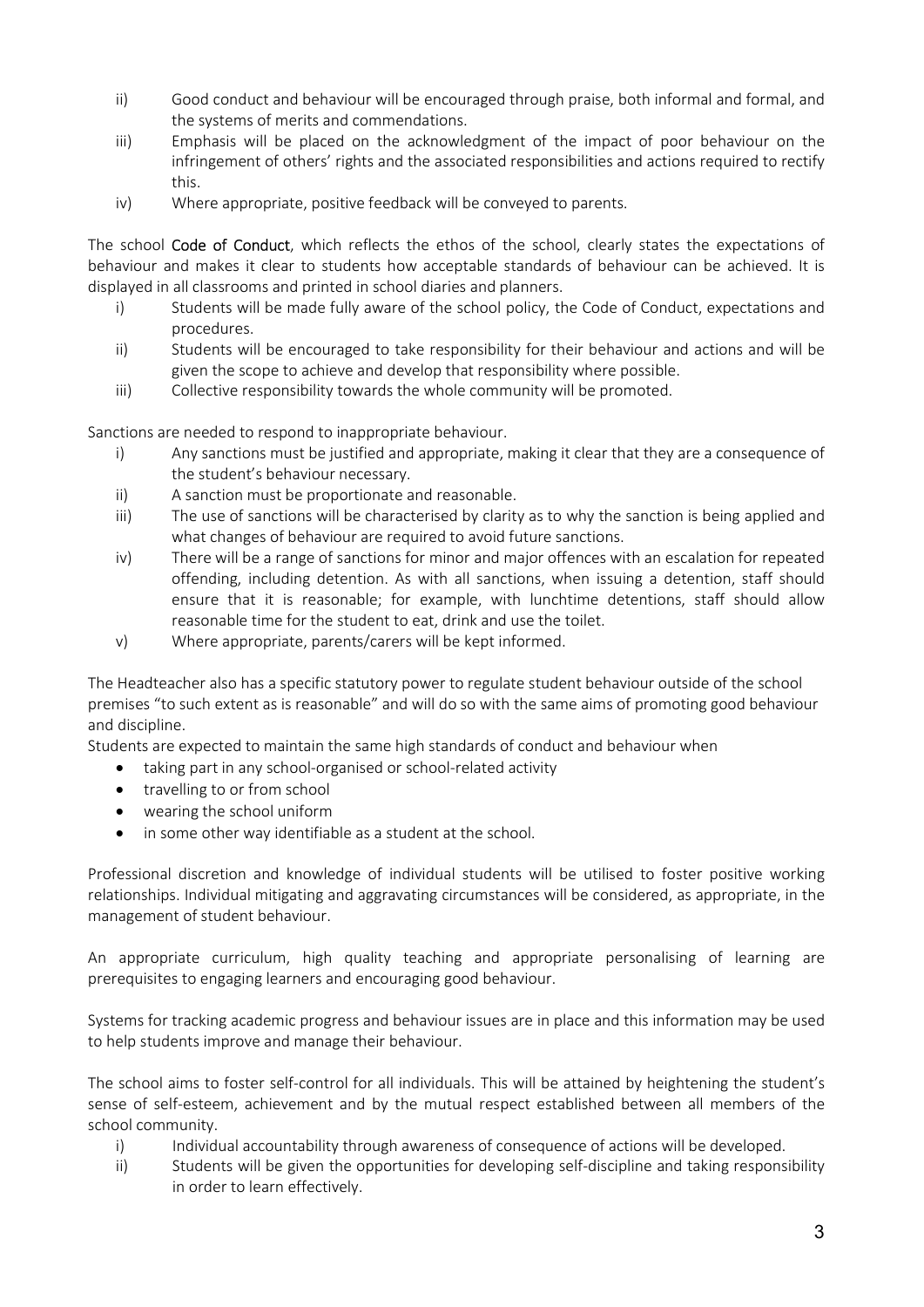ii) Good conduct and behaviour will be encouraged through praise, both informal and formal, and the systems of merits and commendations.

iii) Emphasis will be placed on the acknowledgment of the impact of poor behaviour on the infringement of others' rights and the associated responsibilities and actions required to rectify this.

iv) Where appropriate, positive feedback will be conveyed to parents.

The school **Code of Conduct**, which reflects the ethos of the school, clearly states the expectations of behaviour and makes it clear to students how acceptable standards of behaviour can be achieved. It is displayed in all classrooms and printed in school diaries and planners.

i) Students will be made fully aware of the school policy, the Code of Conduct, expectations and procedures.

ii) Students will be encouraged to take responsibility for their behaviour and actions and will be given the scope to achieve and develop that responsibility where possible.

iii) Collective responsibility towards the whole community will be promoted.

Sanctions are needed to respond to inappropriate behaviour.

i) Any sanctions must be justified and appropriate, making it clear that they are a consequence of the student's behaviour necessary.

ii) A sanction must be proportionate and reasonable.

iii) The use of sanctions will be characterised by clarity as to why the sanction is being applied and what changes of behaviour are required to avoid future sanctions.

iv) There will be a range of sanctions for minor and major offences with an escalation for repeated offending, including detention. As with all sanctions, when issuing a detention, staff should ensure that it is reasonable; for example, with lunchtime detentions, staff should allow reasonable time for the student to eat, drink and use the toilet.

v) Where appropriate, parents/carers will be kept informed.

The Headteacher also has a specific statutory power to regulate student behaviour outside of the school premises "to such extent as is reasonable" and will do so with the same aims of promoting good behaviour and discipline.

Students are expected to maintain the same high standards of conduct and behaviour when

- taking part in any school-organised or school-related activity
- travelling to or from school
- wearing the school uniform
- in some other way identifiable as a student at the school.

Professional discretion and knowledge of individual students will be utilised to foster positive working relationships. Individual mitigating and aggravating circumstances will be considered, as appropriate, in the management of student behaviour.

An appropriate curriculum, high quality teaching and appropriate personalising of learning are prerequisites to engaging learners and encouraging good behaviour.

Systems for tracking academic progress and behaviour issues are in place and this information may be used to help students improve and manage their behaviour.

The school aims to foster self-control for all individuals. This will be attained by heightening the student's sense of self-esteem, achievement and by the mutual respect established between all members of the school community.

i) Individual accountability through awareness of consequence of actions will be developed.

ii) Students will be given the opportunities for developing self-discipline and taking responsibility in order to learn effectively.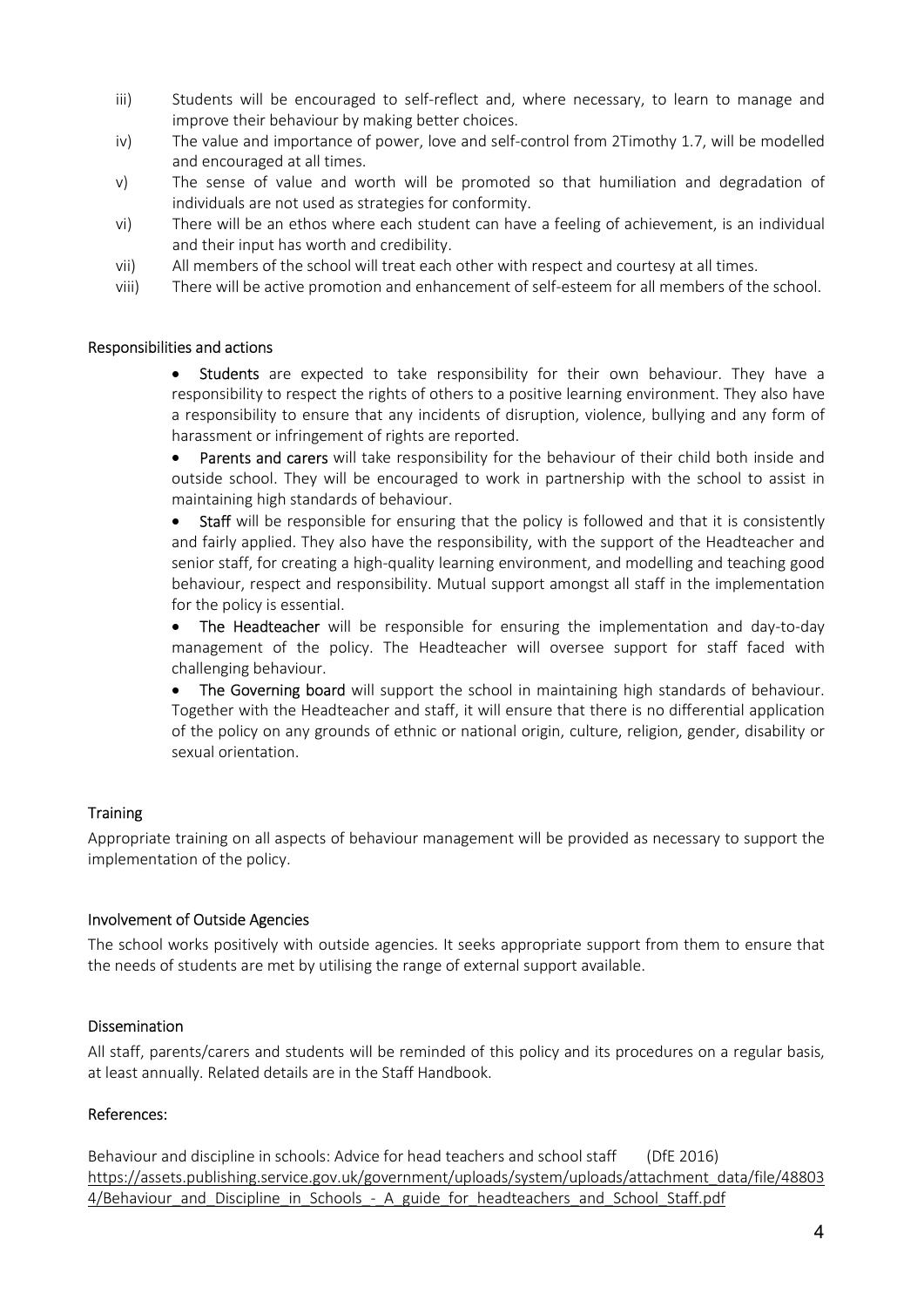iii) Students will be encouraged to self-reflect and, where necessary, to learn to manage and improve their behaviour by making better choices.

iv) The value and importance of power, love and self-control from 2Timothy 1.7, will be modelled and encouraged at all times.

v) The sense of value and worth will be promoted so that humiliation and degradation of individuals are not used as strategies for conformity.

vi) There will be an ethos where each student can have a feeling of achievement, is an individual and their input has worth and credibility.

vii) All members of the school will treat each other with respect and courtesy at all times.

viii) There will be active promotion and enhancement of self-esteem for all members of the school.

## Responsibilities and actions

- **Students** are expected to take responsibility for their own behaviour. They have a responsibility to respect the rights of others to a positive learning environment. They also have a responsibility to ensure that any incidents of disruption, violence, bullying and any form of harassment or infringement of rights are reported.
- **Parents and carers** will take responsibility for the behaviour of their child both inside and outside school. They will be encouraged to work in partnership with the school to assist in maintaining high standards of behaviour.
- **Staff** will be responsible for ensuring that the policy is followed and that it is consistently and fairly applied. They also have the responsibility, with the support of the Headteacher and senior staff, for creating a high-quality learning environment, and modelling and teaching good behaviour, respect and responsibility. Mutual support amongst all staff in the implementation for the policy is essential.
- **The Headteacher** will be responsible for ensuring the implementation and day-to-day management of the policy. The Headteacher will oversee support for staff faced with challenging behaviour.
- **The Governing board** will support the school in maintaining high standards of behaviour. Together with the Headteacher and staff, it will ensure that there is no differential application of the policy on any grounds of ethnic or national origin, culture, religion, gender, disability or sexual orientation.

## Training

Appropriate training on all aspects of behaviour management will be provided as necessary to support the implementation of the policy.

## Involvement of Outside Agencies

The school works positively with outside agencies. It seeks appropriate support from them to ensure that the needs of students are met by utilising the range of external support available.

## Dissemination

All staff, parents/carers and students will be reminded of this policy and its procedures on a regular basis, at least annually. Related details are in the Staff Handbook.

## References:

Behaviour and discipline in schools: Advice for head teachers and school staff (DfE 2016)
https://assets.publishing.service.gov.uk/government/uploads/system/uploads/attachment_data/file/488034/Behaviour_and_Discipline_in_Schools_-_A_guide_for_headteachers_and_School_Staff.pdf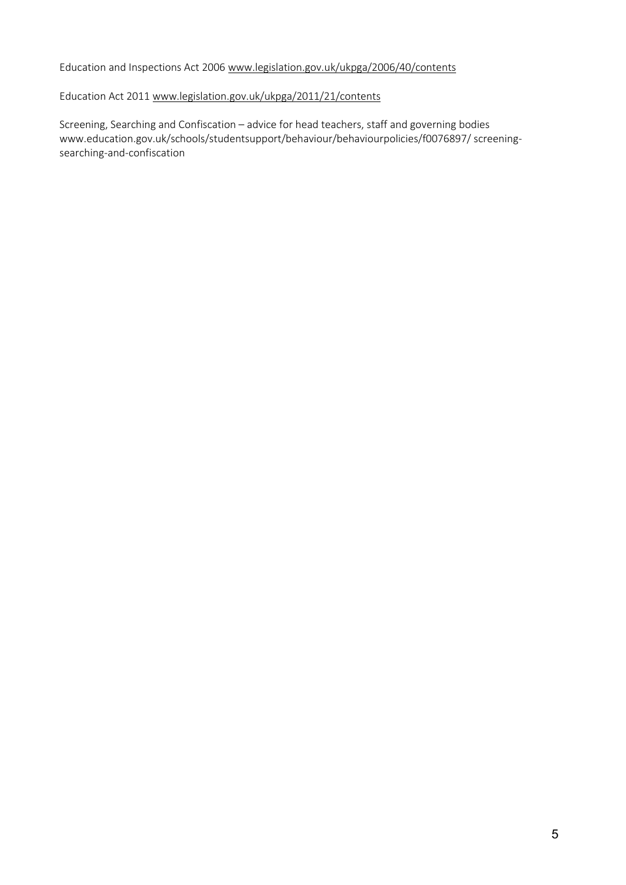Education and Inspections Act 2006 www.legislation.gov.uk/ukpga/2006/40/contents

Education Act 2011 www.legislation.gov.uk/ukpga/2011/21/contents

Screening, Searching and Confiscation – advice for head teachers, staff and governing bodies www.education.gov.uk/schools/studentsupport/behaviour/behaviourpolicies/f0076897/ screening-searching-and-confiscation